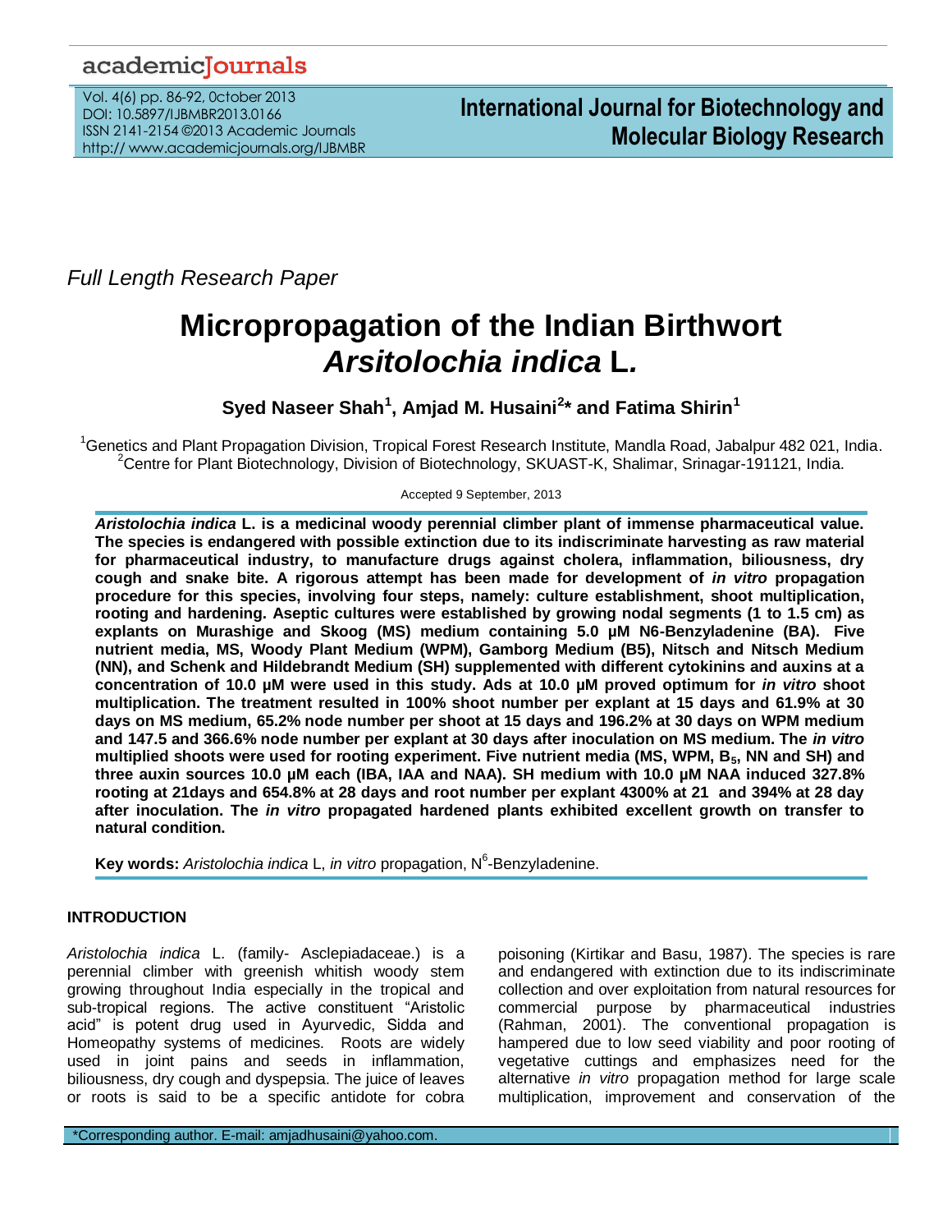Full Length Research Paper

# Micropropagation of the Indian Birthwort *Arsitolochia indica* L.

**Syed Naseer Shah[1], Amjad M. Husaini[2]* and Fatima Shirin[1]**

[1]Genetics and Plant Propagation Division, Tropical Forest Research Institute, Mandla Road, Jabalpur 482 021, India.
[2]Centre for Plant Biotechnology, Division of Biotechnology, SKUAST-K, Shalimar, Srinagar-191121, India.

Accepted 9 September, 2013

***Aristolochia indica* L. is a medicinal woody perennial climber plant of immense pharmaceutical value. The species is endangered with possible extinction due to its indiscriminate harvesting as raw material for pharmaceutical industry, to manufacture drugs against cholera, inflammation, biliousness, dry cough and snake bite. A rigorous attempt has been made for development of *in vitro* propagation procedure for this species, involving four steps, namely: culture establishment, shoot multiplication, rooting and hardening. Aseptic cultures were established by growing nodal segments (1 to 1.5 cm) as explants on Murashige and Skoog (MS) medium containing 5.0 µM N6-Benzyladenine (BA). Five nutrient media, MS, Woody Plant Medium (WPM), Gamborg Medium (B5), Nitsch and Nitsch Medium (NN), and Schenk and Hildebrandt Medium (SH) supplemented with different cytokinins and auxins at a concentration of 10.0 µM were used in this study. Ads at 10.0 µM proved optimum for *in vitro* shoot multiplication. The treatment resulted in 100% shoot number per explant at 15 days and 61.9% at 30 days on MS medium, 65.2% node number per shoot at 15 days and 196.2% at 30 days on WPM medium and 147.5 and 366.6% node number per explant at 30 days after inoculation on MS medium. The *in vitro* multiplied shoots were used for rooting experiment. Five nutrient media (MS, WPM, $B_5$, NN and SH) and three auxin sources 10.0 µM each (IBA, IAA and NAA). SH medium with 10.0 µM NAA induced 327.8% rooting at 21days and 654.8% at 28 days and root number per explant 4300% at 21 and 394% at 28 day after inoculation. The *in vitro* propagated hardened plants exhibited excellent growth on transfer to natural condition.**

**Key words:** *Aristolochia indica* L, *in vitro* propagation, $N^6$-Benzyladenine.

## INTRODUCTION

*Aristolochia indica* L. (family- Asclepiadaceae.) is a perennial climber with greenish whitish woody stem growing throughout India especially in the tropical and sub-tropical regions. The active constituent "Aristolic acid" is potent drug used in Ayurvedic, Sidda and Homeopathy systems of medicines. Roots are widely used in joint pains and seeds in inflammation, biliousness, dry cough and dyspepsia. The juice of leaves or roots is said to be a specific antidote for cobra poisoning (Kirtikar and Basu, 1987). The species is rare and endangered with extinction due to its indiscriminate collection and over exploitation from natural resources for commercial purpose by pharmaceutical industries (Rahman, 2001). The conventional propagation is hampered due to low seed viability and poor rooting of vegetative cuttings and emphasizes need for the alternative *in vitro* propagation method for large scale multiplication, improvement and conservation of the

*Corresponding author. E-mail: amjadhusaini@yahoo.com.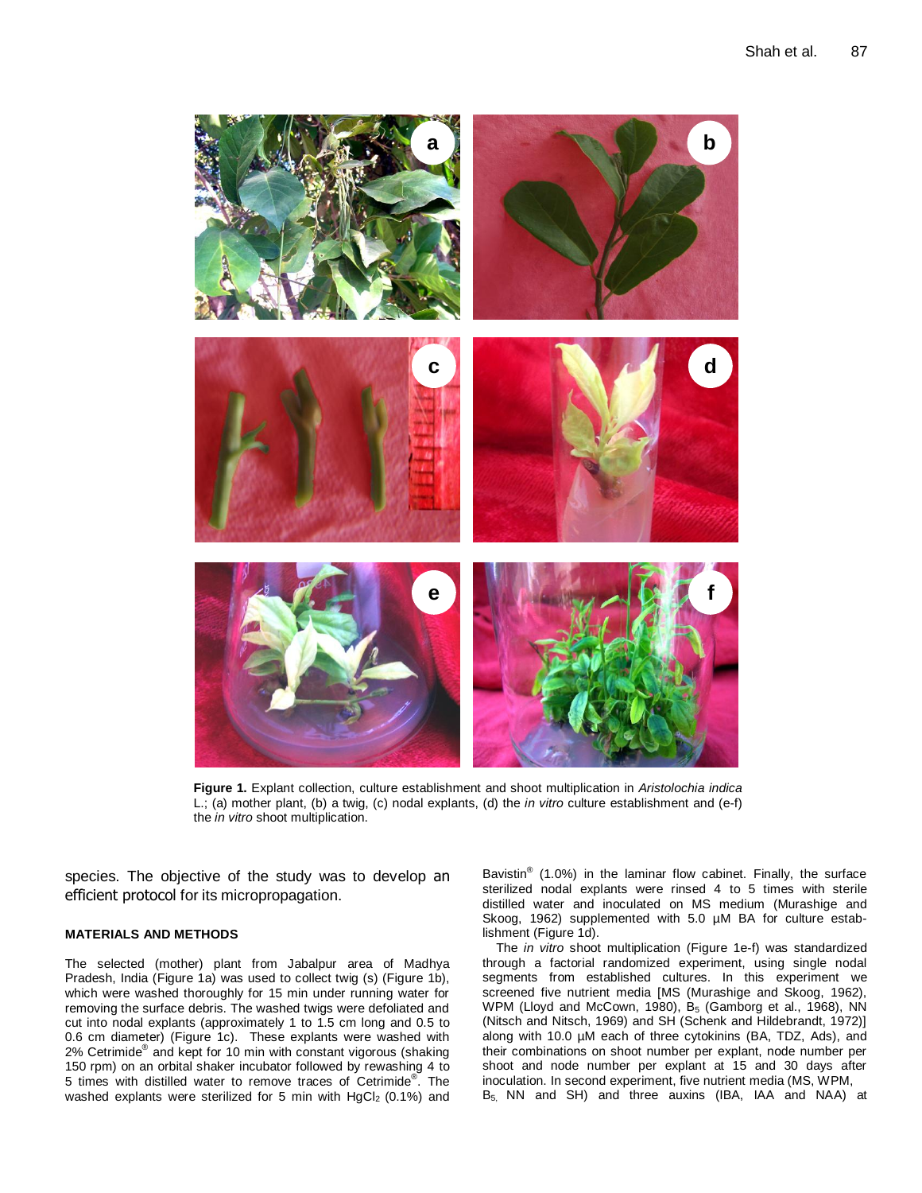**Figure 1.** Explant collection, culture establishment and shoot multiplication in *Aristolochia indica* L.; (a) mother plant, (b) a twig, (c) nodal explants, (d) the *in vitro* culture establishment and (e-f) the *in vitro* shoot multiplication.

species. The objective of the study was to develop an efficient protocol for its micropropagation.

## MATERIALS AND METHODS

The selected (mother) plant from Jabalpur area of Madhya Pradesh, India (Figure 1a) was used to collect twig (s) (Figure 1b), which were washed thoroughly for 15 min under running water for removing the surface debris. The washed twigs were defoliated and cut into nodal explants (approximately 1 to 1.5 cm long and 0.5 to 0.6 cm diameter) (Figure 1c). These explants were washed with 2% Cetrimide® and kept for 10 min with constant vigorous (shaking 150 rpm) on an orbital shaker incubator followed by rewashing 4 to 5 times with distilled water to remove traces of Cetrimide®. The washed explants were sterilized for 5 min with $HgCl_2$ (0.1%) and Bavistin® (1.0%) in the laminar flow cabinet. Finally, the surface sterilized nodal explants were rinsed 4 to 5 times with sterile distilled water and inoculated on MS medium (Murashige and Skoog, 1962) supplemented with 5.0 µM BA for culture establishment (Figure 1d).

The *in vitro* shoot multiplication (Figure 1e-f) was standardized through a factorial randomized experiment, using single nodal segments from established cultures. In this experiment we screened five nutrient media [MS (Murashige and Skoog, 1962), WPM (Lloyd and McCown, 1980), $B_5$ (Gamborg et al., 1968), NN (Nitsch and Nitsch, 1969) and SH (Schenk and Hildebrandt, 1972)] along with 10.0 µM each of three cytokinins (BA, TDZ, Ads), and their combinations on shoot number per explant, node number per shoot and node number per explant at 15 and 30 days after inoculation. In second experiment, five nutrient media (MS, WPM, $B_5$, NN and SH) and three auxins (IBA, IAA and NAA) at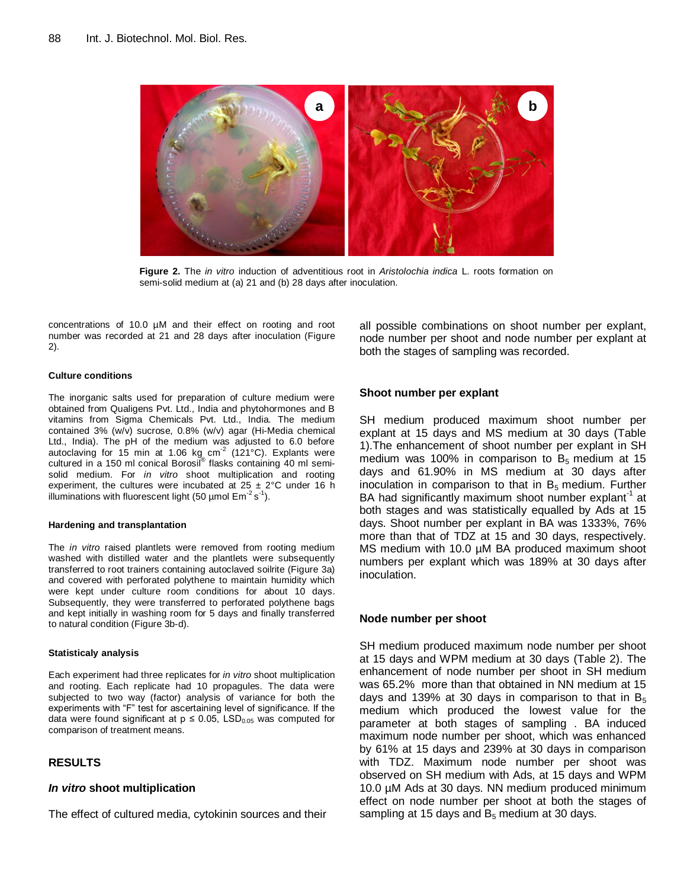**Figure 2.** The *in vitro* induction of adventitious root in *Aristolochia indica* L. roots formation on semi-solid medium at (a) 21 and (b) 28 days after inoculation.

concentrations of 10.0 µM and their effect on rooting and root number was recorded at 21 and 28 days after inoculation (Figure 2).

#### Culture conditions

The inorganic salts used for preparation of culture medium were obtained from Qualigens Pvt. Ltd., India and phytohormones and B vitamins from Sigma Chemicals Pvt. Ltd., India. The medium contained 3% (w/v) sucrose, 0.8% (w/v) agar (Hi-Media chemical Ltd., India). The pH of the medium was adjusted to 6.0 before autoclaving for 15 min at 1.06 kg $cm^{-2}$ (121°C). Explants were cultured in a 150 ml conical Borosil® flasks containing 40 ml semi-solid medium. For *in vitro* shoot multiplication and rooting experiment, the cultures were incubated at 25 ± 2°C under 16 h illuminations with fluorescent light (50 µmol $Em^{-2}s^{-1}$).

#### Hardening and transplantation

The *in vitro* raised plantlets were removed from rooting medium washed with distilled water and the plantlets were subsequently transferred to root trainers containing autoclaved soilrite (Figure 3a) and covered with perforated polythene to maintain humidity which were kept under culture room conditions for about 10 days. Subsequently, they were transferred to perforated polythene bags and kept initially in washing room for 5 days and finally transferred to natural condition (Figure 3b-d).

#### Statisticaly analysis

Each experiment had three replicates for *in vitro* shoot multiplication and rooting. Each replicate had 10 propagules. The data were subjected to two way (factor) analysis of variance for both the experiments with "F" test for ascertaining level of significance. If the data were found significant at $p \leq 0.05$, $LSD_{0.05}$ was computed for comparison of treatment means.

## RESULTS

### *In vitro* shoot multiplication

The effect of cultured media, cytokinin sources and their all possible combinations on shoot number per explant, node number per shoot and node number per explant at both the stages of sampling was recorded.

#### Shoot number per explant

SH medium produced maximum shoot number per explant at 15 days and MS medium at 30 days (Table 1).The enhancement of shoot number per explant in SH medium was 100% in comparison to $B_5$ medium at 15 days and 61.90% in MS medium at 30 days after inoculation in comparison to that in $B_5$ medium. Further BA had significantly maximum shoot number $explant^{-1}$ at both stages and was statistically equalled by Ads at 15 days. Shoot number per explant in BA was 1333%, 76% more than that of TDZ at 15 and 30 days, respectively. MS medium with 10.0 µM BA produced maximum shoot numbers per explant which was 189% at 30 days after inoculation.

#### Node number per shoot

SH medium produced maximum node number per shoot at 15 days and WPM medium at 30 days (Table 2). The enhancement of node number per shoot in SH medium was 65.2% more than that obtained in NN medium at 15 days and 139% at 30 days in comparison to that in $B_5$ medium which produced the lowest value for the parameter at both stages of sampling . BA induced maximum node number per shoot, which was enhanced by 61% at 15 days and 239% at 30 days in comparison with TDZ. Maximum node number per shoot was observed on SH medium with Ads, at 15 days and WPM 10.0 µM Ads at 30 days. NN medium produced minimum effect on node number per shoot at both the stages of sampling at 15 days and $B_5$ medium at 30 days.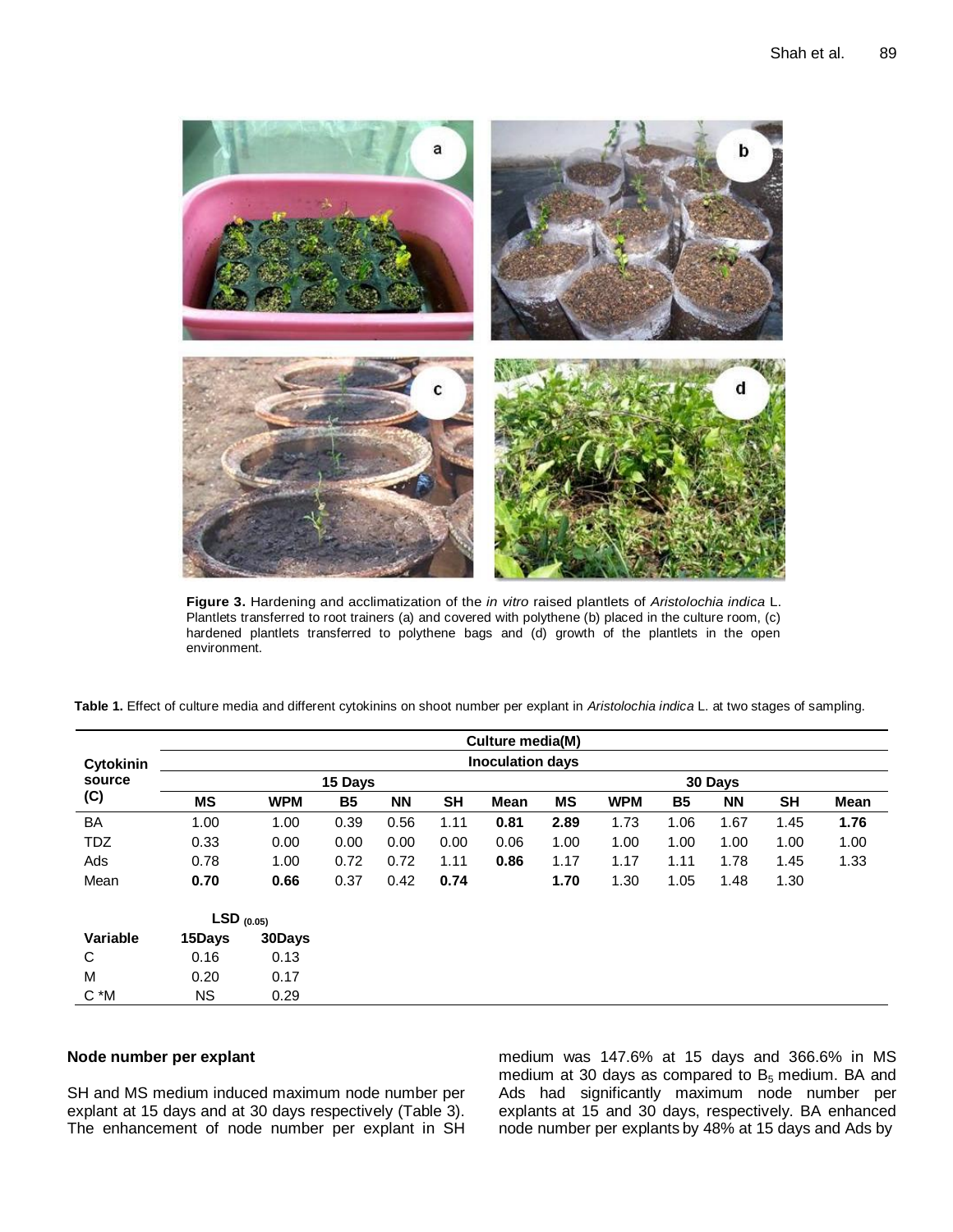**Figure 3.** Hardening and acclimatization of the *in vitro* raised plantlets of *Aristolochia indica* L. Plantlets transferred to root trainers (a) and covered with polythene (b) placed in the culture room, (c) hardened plantlets transferred to polythene bags and (d) growth of the plantlets in the open environment.

**Table 1.** Effect of culture media and different cytokinins on shoot number per explant in *Aristolochia indica* L. at two stages of sampling.

| Cytokinin source (C) | Culture media(M) | | | | | | | | | | | |
|---|---|---|---|---|---|---|---|---|---|---|---|---|
| | Inoculation days | | | | | | | | | | | |
| | 15 Days | | | | | | 30 Days | | | | | |
| | **MS** | **WPM** | **B5** | **NN** | **SH** | **Mean** | **MS** | **WPM** | **B5** | **NN** | **SH** | **Mean** |
| BA | 1.00 | 1.00 | 0.39 | 0.56 | 1.11 | **0.81** | **2.89** | 1.73 | 1.06 | 1.67 | 1.45 | **1.76** |
| TDZ | 0.33 | 0.00 | 0.00 | 0.00 | 0.00 | 0.06 | 1.00 | 1.00 | 1.00 | 1.00 | 1.00 | 1.00 |
| Ads | 0.78 | 1.00 | 0.72 | 0.72 | 1.11 | **0.86** | 1.17 | 1.17 | 1.11 | 1.78 | 1.45 | 1.33 |
| Mean | **0.70** | **0.66** | 0.37 | 0.42 | **0.74** | | **1.70** | 1.30 | 1.05 | 1.48 | 1.30 | |

| Variable | LSD $_{(0.05)}$ 15Days | 30Days |
|---|---|---|
| C | 0.16 | 0.13 |
| M | 0.20 | 0.17 |
| C *M | NS | 0.29 |

### Node number per explant

SH and MS medium induced maximum node number per explant at 15 days and at 30 days respectively (Table 3). The enhancement of node number per explant in SH medium was 147.6% at 15 days and 366.6% in MS medium at 30 days as compared to $B_5$ medium. BA and Ads had significantly maximum node number per explants at 15 and 30 days, respectively. BA enhanced node number per explants by 48% at 15 days and Ads by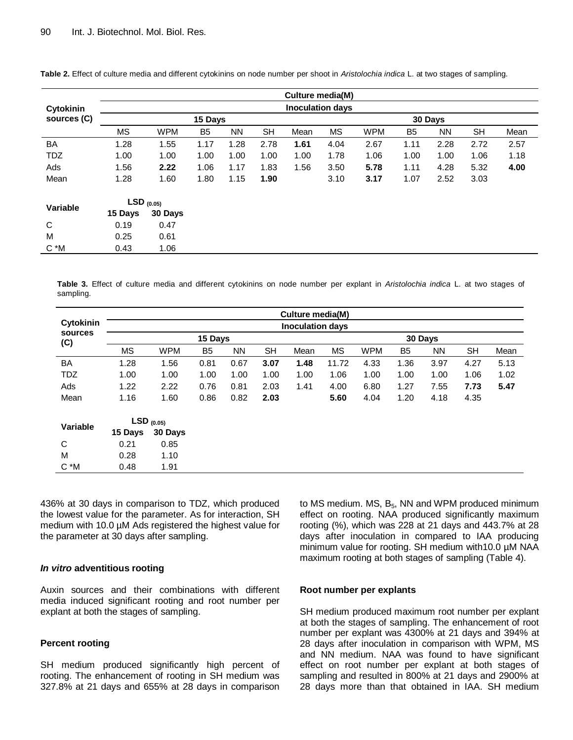**Table 2.** Effect of culture media and different cytokinins on node number per shoot in *Aristolochia indica* L. at two stages of sampling.

| Cytokinin sources (C) | Culture media(M) | | | | | | | | | | | |
|---|---|---|---|---|---|---|---|---|---|---|---|---|
| | Inoculation days | | | | | | | | | | | |
| | 15 Days | | | | | | 30 Days | | | | | |
| | MS | WPM | B5 | NN | SH | Mean | MS | WPM | B5 | NN | SH | Mean |
| BA | 1.28 | 1.55 | 1.17 | 1.28 | 2.78 | **1.61** | 4.04 | 2.67 | 1.11 | 2.28 | 2.72 | 2.57 |
| TDZ | 1.00 | 1.00 | 1.00 | 1.00 | 1.00 | 1.00 | 1.78 | 1.06 | 1.00 | 1.00 | 1.06 | 1.18 |
| Ads | 1.56 | **2.22** | 1.06 | 1.17 | 1.83 | 1.56 | 3.50 | **5.78** | 1.11 | 4.28 | 5.32 | **4.00** |
| Mean | 1.28 | 1.60 | 1.80 | 1.15 | **1.90** | | 3.10 | **3.17** | 1.07 | 2.52 | 3.03 | |

| Variable | $LSD_{(0.05)}$ | |
|---|---|---|
| | 15 Days | 30 Days |
| C | 0.19 | 0.47 |
| M | 0.25 | 0.61 |
| C *M | 0.43 | 1.06 |

**Table 3.** Effect of culture media and different cytokinins on node number per explant in *Aristolochia indica* L. at two stages of sampling.

| Cytokinin sources (C) | Culture media(M) | | | | | | | | | | | |
|---|---|---|---|---|---|---|---|---|---|---|---|---|
| | Inoculation days | | | | | | | | | | | |
| | 15 Days | | | | | | 30 Days | | | | | |
| | MS | WPM | B5 | NN | SH | Mean | MS | WPM | B5 | NN | SH | Mean |
| BA | 1.28 | 1.56 | 0.81 | 0.67 | **3.07** | **1.48** | 11.72 | 4.33 | 1.36 | 3.97 | 4.27 | 5.13 |
| TDZ | 1.00 | 1.00 | 1.00 | 1.00 | 1.00 | 1.00 | 1.06 | 1.00 | 1.00 | 1.00 | 1.06 | 1.02 |
| Ads | 1.22 | 2.22 | 0.76 | 0.81 | 2.03 | 1.41 | 4.00 | 6.80 | 1.27 | 7.55 | **7.73** | **5.47** |
| Mean | 1.16 | 1.60 | 0.86 | 0.82 | **2.03** | | **5.60** | 4.04 | 1.20 | 4.18 | 4.35 | |

| Variable | $LSD_{(0.05)}$ | |
|---|---|---|
| | 15 Days | 30 Days |
| C | 0.21 | 0.85 |
| M | 0.28 | 1.10 |
| C *M | 0.48 | 1.91 |

436% at 30 days in comparison to TDZ, which produced the lowest value for the parameter. As for interaction, SH medium with 10.0 µM Ads registered the highest value for the parameter at 30 days after sampling.

### *In vitro* adventitious rooting

Auxin sources and their combinations with different media induced significant rooting and root number per explant at both the stages of sampling.

### Percent rooting

SH medium produced significantly high percent of rooting. The enhancement of rooting in SH medium was 327.8% at 21 days and 655% at 28 days in comparison to MS medium. MS, $B_5$, NN and WPM produced minimum effect on rooting. NAA produced significantly maximum rooting (%), which was 228 at 21 days and 443.7% at 28 days after inoculation in compared to IAA producing minimum value for rooting. SH medium with10.0 µM NAA maximum rooting at both stages of sampling (Table 4).

### Root number per explants

SH medium produced maximum root number per explant at both the stages of sampling. The enhancement of root number per explant was 4300% at 21 days and 394% at 28 days after inoculation in comparison with WPM, MS and NN medium. NAA was found to have significant effect on root number per explant at both stages of sampling and resulted in 800% at 21 days and 2900% at 28 days more than that obtained in IAA. SH medium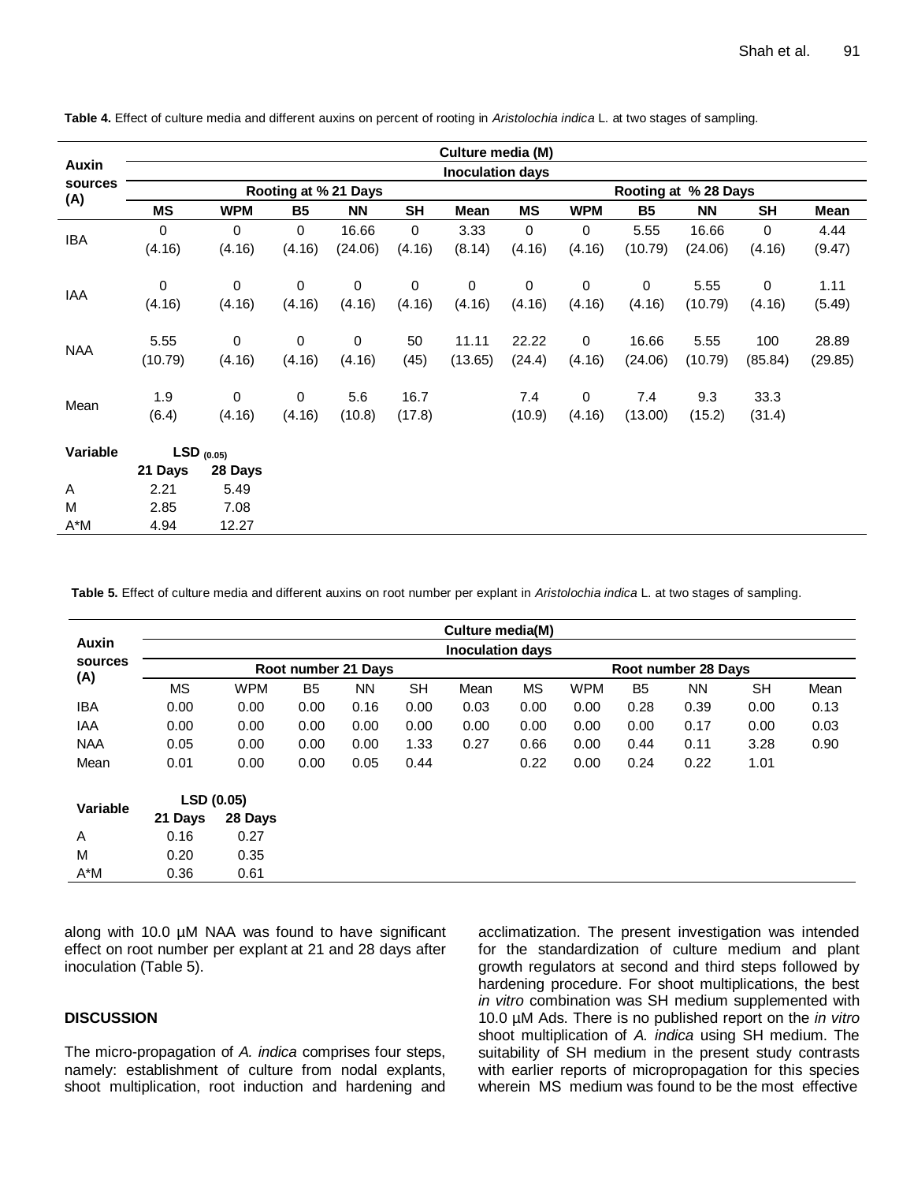**Table 4.** Effect of culture media and different auxins on percent of rooting in *Aristolochia indica* L. at two stages of sampling.

| Auxin sources (A) | Culture media (M) | | | | | | | | | | | |
|---|---|---|---|---|---|---|---|---|---|---|---|---|
| | Inoculation days | | | | | | | | | | | |
| | Rooting at % 21 Days | | | | | | Rooting at % 28 Days | | | | | |
| | **MS** | **WPM** | **B5** | **NN** | **SH** | **Mean** | **MS** | **WPM** | **B5** | **NN** | **SH** | **Mean** |
| IBA | 0 (4.16) | 0 (4.16) | 0 (4.16) | 16.66 (24.06) | 0 (4.16) | 3.33 (8.14) | 0 (4.16) | 0 (4.16) | 5.55 (10.79) | 16.66 (24.06) | 0 (4.16) | 4.44 (9.47) |
| IAA | 0 (4.16) | 0 (4.16) | 0 (4.16) | 0 (4.16) | 0 (4.16) | 0 (4.16) | 0 (4.16) | 0 (4.16) | 0 (4.16) | 5.55 (10.79) | 0 (4.16) | 1.11 (5.49) |
| NAA | 5.55 (10.79) | 0 (4.16) | 0 (4.16) | 0 (4.16) | 50 (45) | 11.11 (13.65) | 22.22 (24.4) | 0 (4.16) | 16.66 (24.06) | 5.55 (10.79) | 100 (85.84) | 28.89 (29.85) |
| Mean | 1.9 (6.4) | 0 (4.16) | 0 (4.16) | 5.6 (10.8) | 16.7 (17.8) | | 7.4 (10.9) | 0 (4.16) | 7.4 (13.00) | 9.3 (15.2) | 33.3 (31.4) | |

| Variable | $LSD_{(0.05)}$ | |
|---|---|---|
| | **21 Days** | **28 Days** |
| A | 2.21 | 5.49 |
| M | 2.85 | 7.08 |
| A*M | 4.94 | 12.27 |

**Table 5.** Effect of culture media and different auxins on root number per explant in *Aristolochia indica* L. at two stages of sampling.

| Auxin sources (A) | Culture media(M) | | | | | | | | | | | |
|---|---|---|---|---|---|---|---|---|---|---|---|---|
| | Inoculation days | | | | | | | | | | | |
| | Root number 21 Days | | | | | | Root number 28 Days | | | | | |
| | MS | WPM | B5 | NN | SH | Mean | MS | WPM | B5 | NN | SH | Mean |
| IBA | 0.00 | 0.00 | 0.00 | 0.16 | 0.00 | 0.03 | 0.00 | 0.00 | 0.28 | 0.39 | 0.00 | 0.13 |
| IAA | 0.00 | 0.00 | 0.00 | 0.00 | 0.00 | 0.00 | 0.00 | 0.00 | 0.00 | 0.17 | 0.00 | 0.03 |
| NAA | 0.05 | 0.00 | 0.00 | 0.00 | 1.33 | 0.27 | 0.66 | 0.00 | 0.44 | 0.11 | 3.28 | 0.90 |
| Mean | 0.01 | 0.00 | 0.00 | 0.05 | 0.44 | | 0.22 | 0.00 | 0.24 | 0.22 | 1.01 | |

| Variable | LSD (0.05) | |
|---|---|---|
| | **21 Days** | **28 Days** |
| A | 0.16 | 0.27 |
| M | 0.20 | 0.35 |
| A*M | 0.36 | 0.61 |

along with 10.0 µM NAA was found to have significant effect on root number per explant at 21 and 28 days after inoculation (Table 5).

## DISCUSSION

The micro-propagation of *A. indica* comprises four steps, namely: establishment of culture from nodal explants, shoot multiplication, root induction and hardening and acclimatization. The present investigation was intended for the standardization of culture medium and plant growth regulators at second and third steps followed by hardening procedure. For shoot multiplications, the best *in vitro* combination was SH medium supplemented with 10.0 µM Ads. There is no published report on the *in vitro* shoot multiplication of *A. indica* using SH medium. The suitability of SH medium in the present study contrasts with earlier reports of micropropagation for this species wherein MS medium was found to be the most effective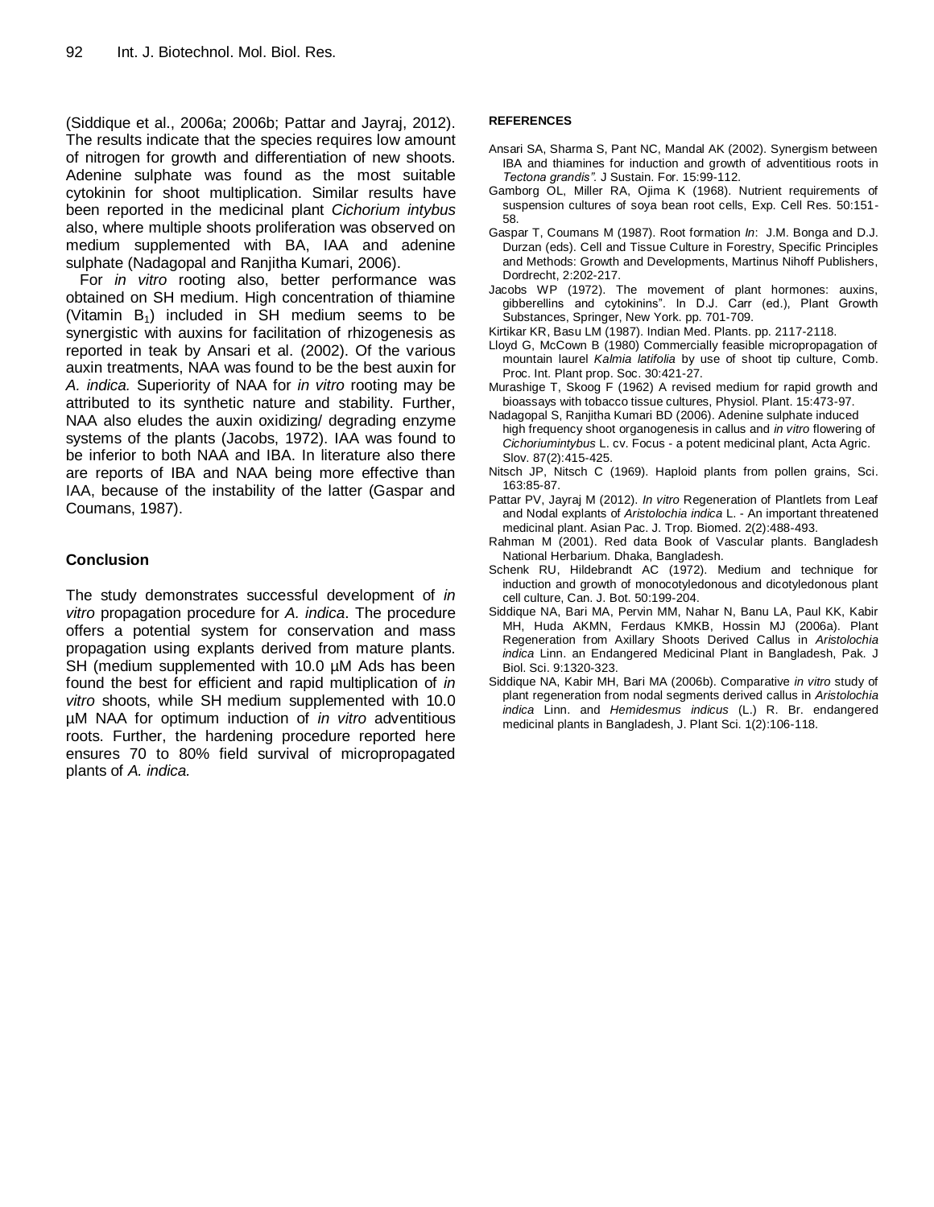(Siddique et al., 2006a; 2006b; Pattar and Jayraj, 2012). The results indicate that the species requires low amount of nitrogen for growth and differentiation of new shoots. Adenine sulphate was found as the most suitable cytokinin for shoot multiplication. Similar results have been reported in the medicinal plant *Cichorium intybus* also, where multiple shoots proliferation was observed on medium supplemented with BA, IAA and adenine sulphate (Nadagopal and Ranjitha Kumari, 2006).

For *in vitro* rooting also, better performance was obtained on SH medium. High concentration of thiamine (Vitamin $B_1$) included in SH medium seems to be synergistic with auxins for facilitation of rhizogenesis as reported in teak by Ansari et al. (2002). Of the various auxin treatments, NAA was found to be the best auxin for *A. indica.* Superiority of NAA for *in vitro* rooting may be attributed to its synthetic nature and stability. Further, NAA also eludes the auxin oxidizing/ degrading enzyme systems of the plants (Jacobs, 1972). IAA was found to be inferior to both NAA and IBA. In literature also there are reports of IBA and NAA being more effective than IAA, because of the instability of the latter (Gaspar and Coumans, 1987).

## Conclusion

The study demonstrates successful development of *in vitro* propagation procedure for *A. indica*. The procedure offers a potential system for conservation and mass propagation using explants derived from mature plants. SH (medium supplemented with 10.0 µM Ads has been found the best for efficient and rapid multiplication of *in vitro* shoots, while SH medium supplemented with 10.0 µM NAA for optimum induction of *in vitro* adventitious roots. Further, the hardening procedure reported here ensures 70 to 80% field survival of micropropagated plants of *A. indica.*

## REFERENCES

Ansari SA, Sharma S, Pant NC, Mandal AK (2002). Synergism between IBA and thiamines for induction and growth of adventitious roots in *Tectona grandis".* J Sustain. For. 15:99-112.

Gamborg OL, Miller RA, Ojima K (1968). Nutrient requirements of suspension cultures of soya bean root cells, Exp. Cell Res. 50:151-58.

Gaspar T, Coumans M (1987). Root formation *In*: J.M. Bonga and D.J. Durzan (eds). Cell and Tissue Culture in Forestry, Specific Principles and Methods: Growth and Developments, Martinus Nihoff Publishers, Dordrecht, 2:202-217.

Jacobs WP (1972). The movement of plant hormones: auxins, gibberellins and cytokinins". In D.J. Carr (ed.), Plant Growth Substances, Springer, New York. pp. 701-709.

Kirtikar KR, Basu LM (1987). Indian Med. Plants. pp. 2117-2118.

Lloyd G, McCown B (1980) Commercially feasible micropropagation of mountain laurel *Kalmia latifolia* by use of shoot tip culture, Comb. Proc. Int. Plant prop. Soc. 30:421-27.

Murashige T, Skoog F (1962) A revised medium for rapid growth and bioassays with tobacco tissue cultures, Physiol. Plant. 15:473-97.

Nadagopal S, Ranjitha Kumari BD (2006). Adenine sulphate induced high frequency shoot organogenesis in callus and *in vitro* flowering of *Cichoriumintybus* L. cv. Focus - a potent medicinal plant, Acta Agric. Slov. 87(2):415-425.

Nitsch JP, Nitsch C (1969). Haploid plants from pollen grains, Sci. 163:85-87.

Pattar PV, Jayraj M (2012). *In vitro* Regeneration of Plantlets from Leaf and Nodal explants of *Aristolochia indica* L. - An important threatened medicinal plant. Asian Pac. J. Trop. Biomed. 2(2):488-493.

Rahman M (2001). Red data Book of Vascular plants. Bangladesh National Herbarium. Dhaka, Bangladesh.

Schenk RU, Hildebrandt AC (1972). Medium and technique for induction and growth of monocotyledonous and dicotyledonous plant cell culture, Can. J. Bot. 50:199-204.

Siddique NA, Bari MA, Pervin MM, Nahar N, Banu LA, Paul KK, Kabir MH, Huda AKMN, Ferdaus KMKB, Hossin MJ (2006a). Plant Regeneration from Axillary Shoots Derived Callus in *Aristolochia indica* Linn. an Endangered Medicinal Plant in Bangladesh, Pak. J Biol. Sci. 9:1320-323.

Siddique NA, Kabir MH, Bari MA (2006b). Comparative *in vitro* study of plant regeneration from nodal segments derived callus in *Aristolochia indica* Linn. and *Hemidesmus indicus* (L.) R. Br. endangered medicinal plants in Bangladesh, J. Plant Sci. 1(2):106-118.